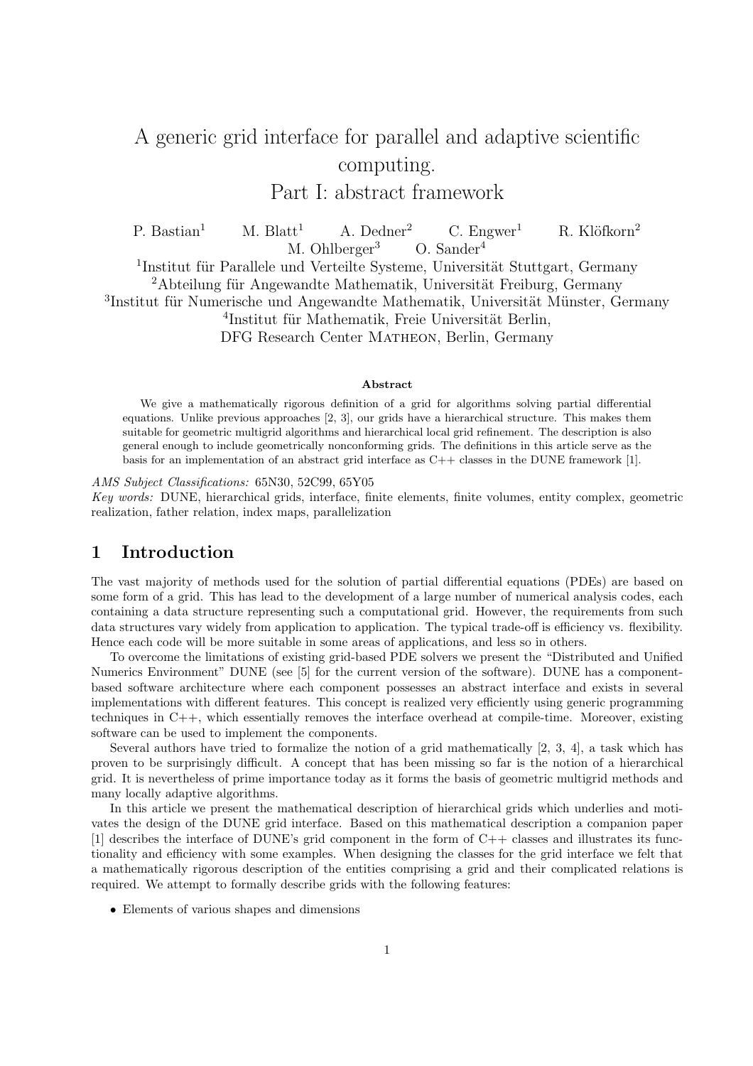# A generic grid interface for parallel and adaptive scientific computing. Part I: abstract framework

P. Bastian[1] M. Blatt[1] A. Dedner[2] C. Engwer[1] R. Klöfkorn[2] M. Ohlberger[3] O. Sander[4]

[1]Institut für Parallele und Verteilte Systeme, Universität Stuttgart, Germany
[2]Abteilung für Angewandte Mathematik, Universität Freiburg, Germany
[3]Institut für Numerische und Angewandte Mathematik, Universität Münster, Germany
[4]Institut für Mathematik, Freie Universität Berlin, DFG Research Center Matheon, Berlin, Germany

**Abstract**

We give a mathematically rigorous definition of a grid for algorithms solving partial differential equations. Unlike previous approaches [2, 3], our grids have a hierarchical structure. This makes them suitable for geometric multigrid algorithms and hierarchical local grid refinement. The description is also general enough to include geometrically nonconforming grids. The definitions in this article serve as the basis for an implementation of an abstract grid interface as C++ classes in the DUNE framework [1].

*AMS Subject Classifications:* 65N30, 52C99, 65Y05
*Key words:* DUNE, hierarchical grids, interface, finite elements, finite volumes, entity complex, geometric realization, father relation, index maps, parallelization

## 1 Introduction

The vast majority of methods used for the solution of partial differential equations (PDEs) are based on some form of a grid. This has lead to the development of a large number of numerical analysis codes, each containing a data structure representing such a computational grid. However, the requirements from such data structures vary widely from application to application. The typical trade-off is efficiency vs. flexibility. Hence each code will be more suitable in some areas of applications, and less so in others.

To overcome the limitations of existing grid-based PDE solvers we present the "Distributed and Unified Numerics Environment" DUNE (see [5] for the current version of the software). DUNE has a component-based software architecture where each component possesses an abstract interface and exists in several implementations with different features. This concept is realized very efficiently using generic programming techniques in C++, which essentially removes the interface overhead at compile-time. Moreover, existing software can be used to implement the components.

Several authors have tried to formalize the notion of a grid mathematically [2, 3, 4], a task which has proven to be surprisingly difficult. A concept that has been missing so far is the notion of a hierarchical grid. It is nevertheless of prime importance today as it forms the basis of geometric multigrid methods and many locally adaptive algorithms.

In this article we present the mathematical description of hierarchical grids which underlies and motivates the design of the DUNE grid interface. Based on this mathematical description a companion paper [1] describes the interface of DUNE's grid component in the form of C++ classes and illustrates its functionality and efficiency with some examples. When designing the classes for the grid interface we felt that a mathematically rigorous description of the entities comprising a grid and their complicated relations is required. We attempt to formally describe grids with the following features:

- Elements of various shapes and dimensions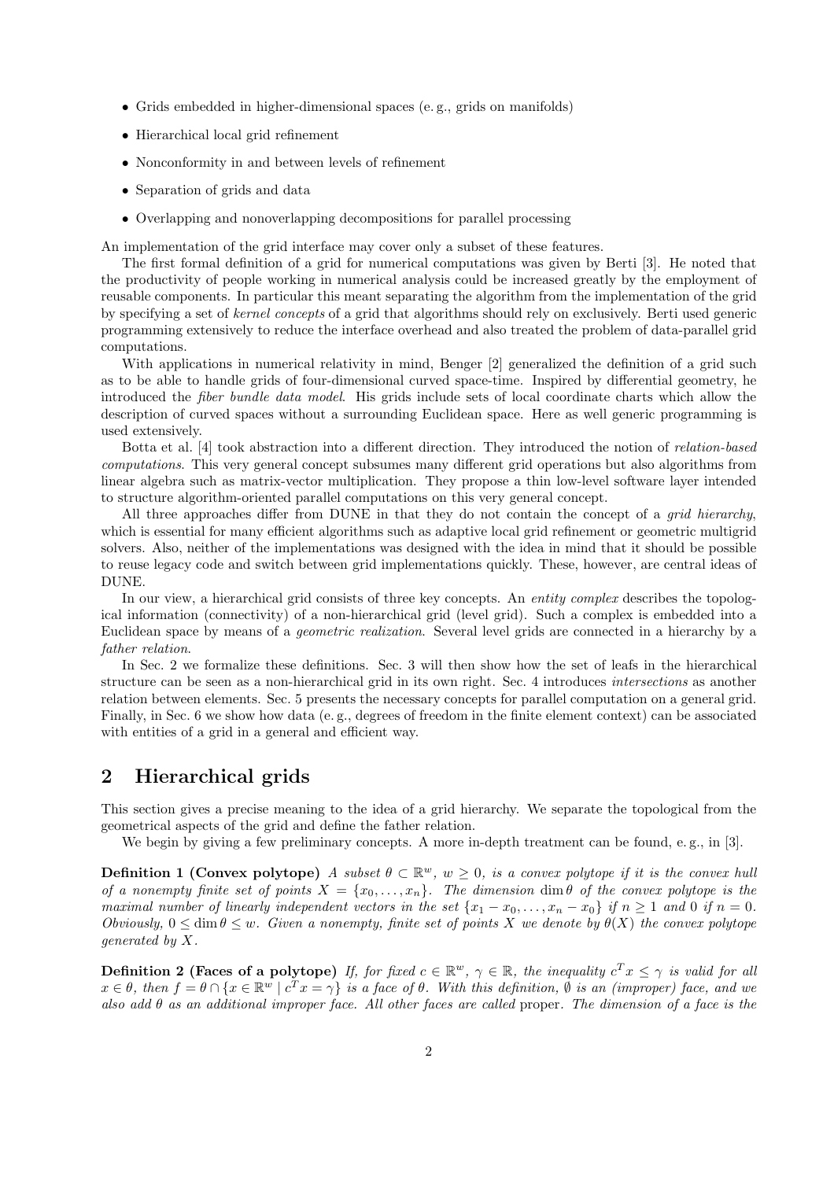- Grids embedded in higher-dimensional spaces (e. g., grids on manifolds)
- Hierarchical local grid refinement
- Nonconformity in and between levels of refinement
- Separation of grids and data
- Overlapping and nonoverlapping decompositions for parallel processing

An implementation of the grid interface may cover only a subset of these features.

The first formal definition of a grid for numerical computations was given by Berti [3]. He noted that the productivity of people working in numerical analysis could be increased greatly by the employment of reusable components. In particular this meant separating the algorithm from the implementation of the grid by specifying a set of *kernel concepts* of a grid that algorithms should rely on exclusively. Berti used generic programming extensively to reduce the interface overhead and also treated the problem of data-parallel grid computations.

With applications in numerical relativity in mind, Benger [2] generalized the definition of a grid such as to be able to handle grids of four-dimensional curved space-time. Inspired by differential geometry, he introduced the *fiber bundle data model*. His grids include sets of local coordinate charts which allow the description of curved spaces without a surrounding Euclidean space. Here as well generic programming is used extensively.

Botta et al. [4] took abstraction into a different direction. They introduced the notion of *relation-based computations*. This very general concept subsumes many different grid operations but also algorithms from linear algebra such as matrix-vector multiplication. They propose a thin low-level software layer intended to structure algorithm-oriented parallel computations on this very general concept.

All three approaches differ from DUNE in that they do not contain the concept of a *grid hierarchy*, which is essential for many efficient algorithms such as adaptive local grid refinement or geometric multigrid solvers. Also, neither of the implementations was designed with the idea in mind that it should be possible to reuse legacy code and switch between grid implementations quickly. These, however, are central ideas of DUNE.

In our view, a hierarchical grid consists of three key concepts. An *entity complex* describes the topological information (connectivity) of a non-hierarchical grid (level grid). Such a complex is embedded into a Euclidean space by means of a *geometric realization*. Several level grids are connected in a hierarchy by a *father relation*.

In Sec. 2 we formalize these definitions. Sec. 3 will then show how the set of leafs in the hierarchical structure can be seen as a non-hierarchical grid in its own right. Sec. 4 introduces *intersections* as another relation between elements. Sec. 5 presents the necessary concepts for parallel computation on a general grid. Finally, in Sec. 6 we show how data (e. g., degrees of freedom in the finite element context) can be associated with entities of a grid in a general and efficient way.

## 2 Hierarchical grids

This section gives a precise meaning to the idea of a grid hierarchy. We separate the topological from the geometrical aspects of the grid and define the father relation.

We begin by giving a few preliminary concepts. A more in-depth treatment can be found, e. g., in [3].

**Definition 1 (Convex polytope)** *A subset $\theta \subset \mathbb{R}^w$, $w \geq 0$, is a convex polytope if it is the convex hull of a nonempty finite set of points $X = \{x_0, \dots, x_n\}$. The dimension $\dim \theta$ of the convex polytope is the maximal number of linearly independent vectors in the set $\{x_1 - x_0, \dots, x_n - x_0\}$ if $n \geq 1$ and 0 if $n = 0$. Obviously, $0 \leq \dim \theta \leq w$. Given a nonempty, finite set of points $X$ we denote by $\theta(X)$ the convex polytope generated by $X$.*

**Definition 2 (Faces of a polytope)** *If, for fixed $c \in \mathbb{R}^w$, $\gamma \in \mathbb{R}$, the inequality $c^T x \leq \gamma$ is valid for all $x \in \theta$, then $f = \theta \cap \{x \in \mathbb{R}^w \mid c^T x = \gamma\}$ is a face of $\theta$. With this definition, $\emptyset$ is an (improper) face, and we also add $\theta$ as an additional improper face. All other faces are called* proper*. The dimension of a face is the*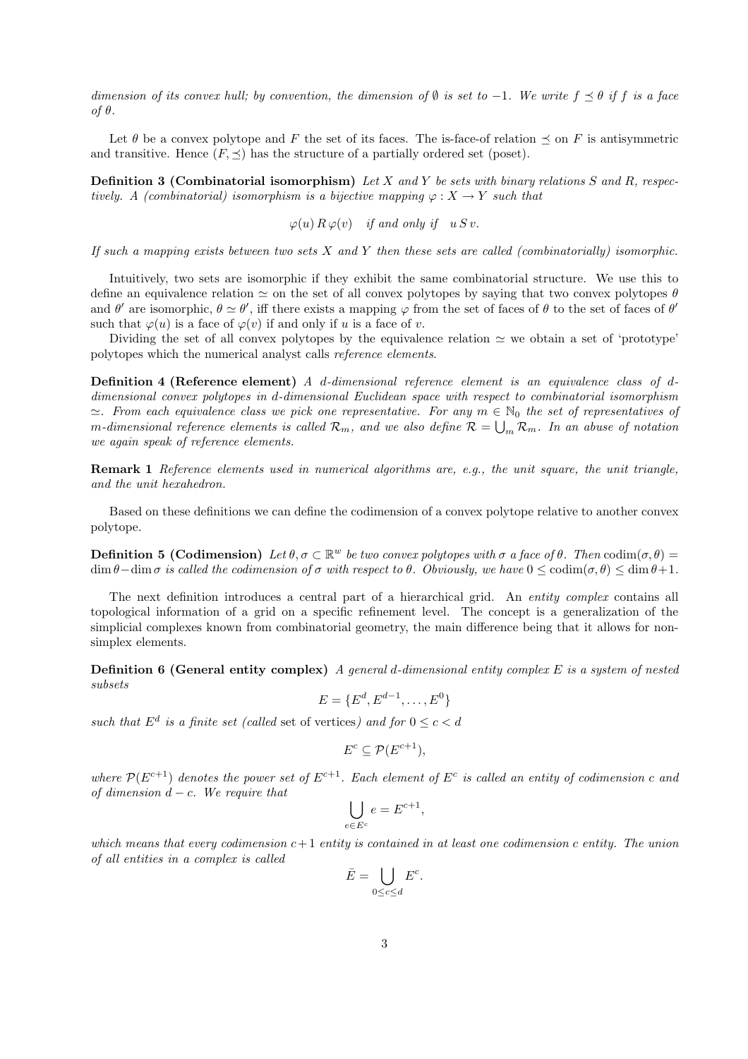*dimension of its convex hull; by convention, the dimension of $\emptyset$ is set to $-1$. We write $f \preceq \theta$ if $f$ is a face of $\theta$.*

Let $\theta$ be a convex polytope and $F$ the set of its faces. The is-face-of relation $\preceq$ on $F$ is antisymmetric and transitive. Hence $(F, \preceq)$ has the structure of a partially ordered set (poset).

**Definition 3 (Combinatorial isomorphism)** *Let $X$ and $Y$ be sets with binary relations $S$ and $R$, respectively. A (combinatorial) isomorphism is a bijective mapping $\varphi : X \to Y$ such that*

$$\varphi(u)\, R\, \varphi(v) \quad \textit{if and only if} \quad u\, S\, v.$$

*If such a mapping exists between two sets $X$ and $Y$ then these sets are called (combinatorially) isomorphic.*

Intuitively, two sets are isomorphic if they exhibit the same combinatorial structure. We use this to define an equivalence relation $\simeq$ on the set of all convex polytopes by saying that two convex polytopes $\theta$ and $\theta'$ are isomorphic, $\theta \simeq \theta'$, iff there exists a mapping $\varphi$ from the set of faces of $\theta$ to the set of faces of $\theta'$ such that $\varphi(u)$ is a face of $\varphi(v)$ if and only if $u$ is a face of $v$.

Dividing the set of all convex polytopes by the equivalence relation $\simeq$ we obtain a set of 'prototype' polytopes which the numerical analyst calls *reference elements*.

**Definition 4 (Reference element)** *A $d$-dimensional reference element is an equivalence class of $d$-dimensional convex polytopes in $d$-dimensional Euclidean space with respect to combinatorial isomorphism $\simeq$. From each equivalence class we pick one representative. For any $m \in \mathbb{N}_0$ the set of representatives of $m$-dimensional reference elements is called $\mathcal{R}_m$, and we also define $\mathcal{R} = \bigcup_m \mathcal{R}_m$. In an abuse of notation we again speak of reference elements.*

**Remark 1** *Reference elements used in numerical algorithms are, e.g., the unit square, the unit triangle, and the unit hexahedron.*

Based on these definitions we can define the codimension of a convex polytope relative to another convex polytope.

**Definition 5 (Codimension)** *Let $\theta, \sigma \subset \mathbb{R}^w$ be two convex polytopes with $\sigma$ a face of $\theta$. Then $\operatorname{codim}(\sigma, \theta) = \dim \theta - \dim \sigma$ is called the codimension of $\sigma$ with respect to $\theta$. Obviously, we have $0 \le \operatorname{codim}(\sigma, \theta) \le \dim \theta + 1$.*

The next definition introduces a central part of a hierarchical grid. An *entity complex* contains all topological information of a grid on a specific refinement level. The concept is a generalization of the simplicial complexes known from combinatorial geometry, the main difference being that it allows for non-simplex elements.

**Definition 6 (General entity complex)** *A general $d$-dimensional entity complex $E$ is a system of nested subsets*

$$E = \{E^d, E^{d-1}, \dots, E^0\}$$

*such that $E^d$ is a finite set (called* set of vertices*) and for $0 \le c < d$*

$$E^c \subseteq \mathcal{P}(E^{c+1}),$$

*where $\mathcal{P}(E^{c+1})$ denotes the power set of $E^{c+1}$. Each element of $E^c$ is called an entity of codimension $c$ and of dimension $d - c$. We require that*

$$\bigcup_{e \in E^c} e = E^{c+1},$$

*which means that every codimension $c+1$ entity is contained in at least one codimension $c$ entity. The union of all entities in a complex is called*

$$\bar{E} = \bigcup_{0 \le c \le d} E^c.$$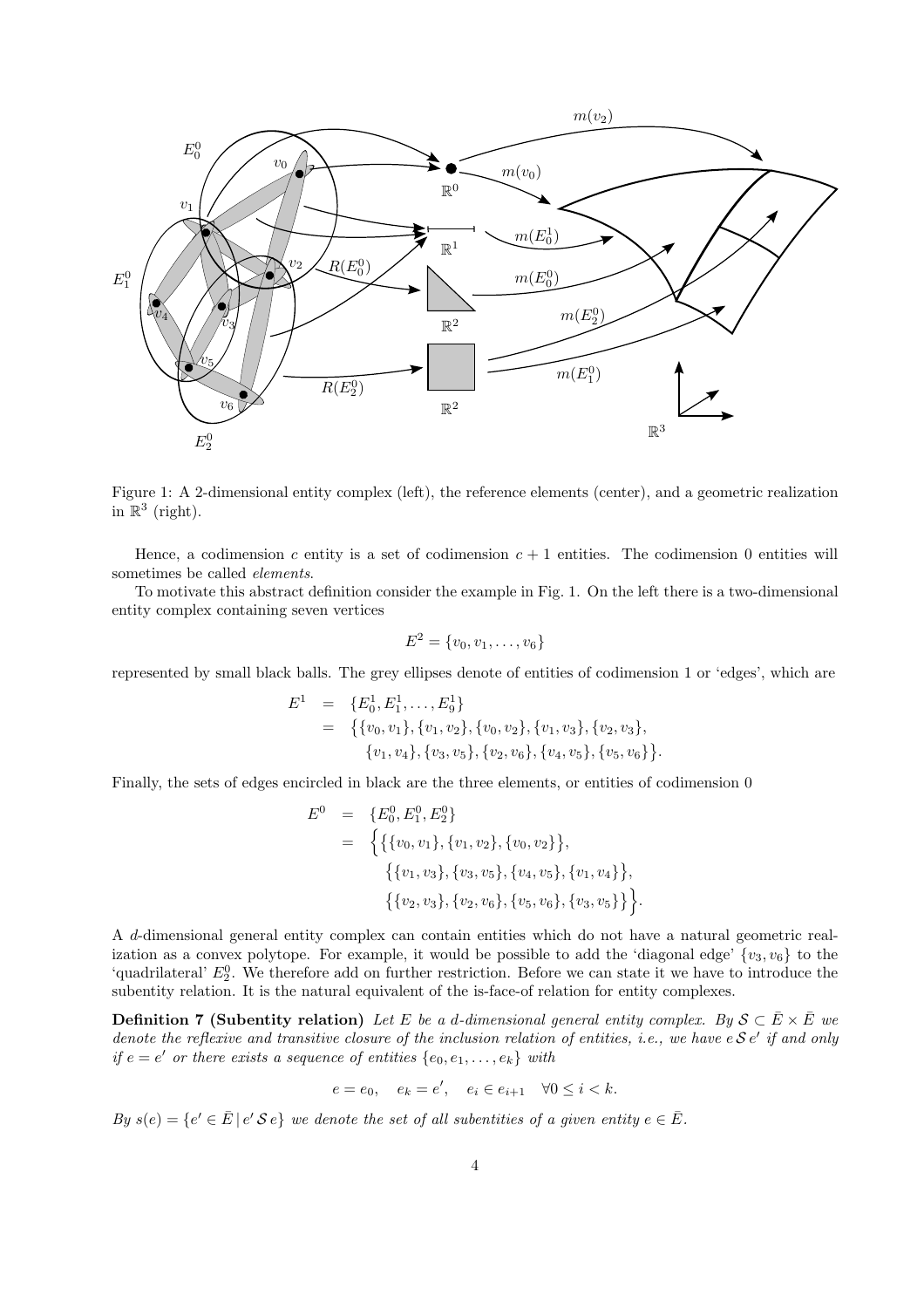Figure 1: A 2-dimensional entity complex (left), the reference elements (center), and a geometric realization in $\mathbb{R}^3$ (right).

Hence, a codimension $c$ entity is a set of codimension $c+1$ entities. The codimension 0 entities will sometimes be called *elements*.

To motivate this abstract definition consider the example in Fig. 1. On the left there is a two-dimensional entity complex containing seven vertices

$$E^2 = \{v_0, v_1, \dots, v_6\}$$

represented by small black balls. The grey ellipses denote of entities of codimension 1 or 'edges', which are

$$\begin{aligned}
E^1 &= \{E^1_0, E^1_1, \dots, E^1_9\} \\
&= \big\{\{v_0, v_1\}, \{v_1, v_2\}, \{v_0, v_2\}, \{v_1, v_3\}, \{v_2, v_3\}, \\
&\qquad \{v_1, v_4\}, \{v_3, v_5\}, \{v_2, v_6\}, \{v_4, v_5\}, \{v_5, v_6\}\big\}.
\end{aligned}$$

Finally, the sets of edges encircled in black are the three elements, or entities of codimension 0

$$\begin{aligned}
E^0 &= \{E^0_0, E^0_1, E^0_2\} \\
&= \Big\{\big\{\{v_0, v_1\}, \{v_1, v_2\}, \{v_0, v_2\}\big\}, \\
&\qquad \big\{\{v_1, v_3\}, \{v_3, v_5\}, \{v_4, v_5\}, \{v_1, v_4\}\big\}, \\
&\qquad \big\{\{v_2, v_3\}, \{v_2, v_6\}, \{v_5, v_6\}, \{v_3, v_5\}\big\}\Big\}.
\end{aligned}$$

A $d$-dimensional general entity complex can contain entities which do not have a natural geometric realization as a convex polytope. For example, it would be possible to add the 'diagonal edge' $\{v_3, v_6\}$ to the 'quadrilateral' $E^0_2$. We therefore add on further restriction. Before we can state it we have to introduce the subentity relation. It is the natural equivalent of the is-face-of relation for entity complexes.

**Definition 7 (Subentity relation)** *Let $E$ be a $d$-dimensional general entity complex. By $\mathcal{S} \subset \bar{E} \times \bar{E}$ we denote the reflexive and transitive closure of the inclusion relation of entities, i.e., we have $e \,\mathcal{S}\, e'$ if and only if $e = e'$ or there exists a sequence of entities $\{e_0, e_1, \dots, e_k\}$ with*

$$e = e_0, \quad e_k = e', \quad e_i \in e_{i+1} \quad \forall 0 \le i < k.$$

*By $s(e) = \{e' \in \bar{E} \,|\, e' \,\mathcal{S}\, e\}$ we denote the set of all subentities of a given entity $e \in \bar{E}$.*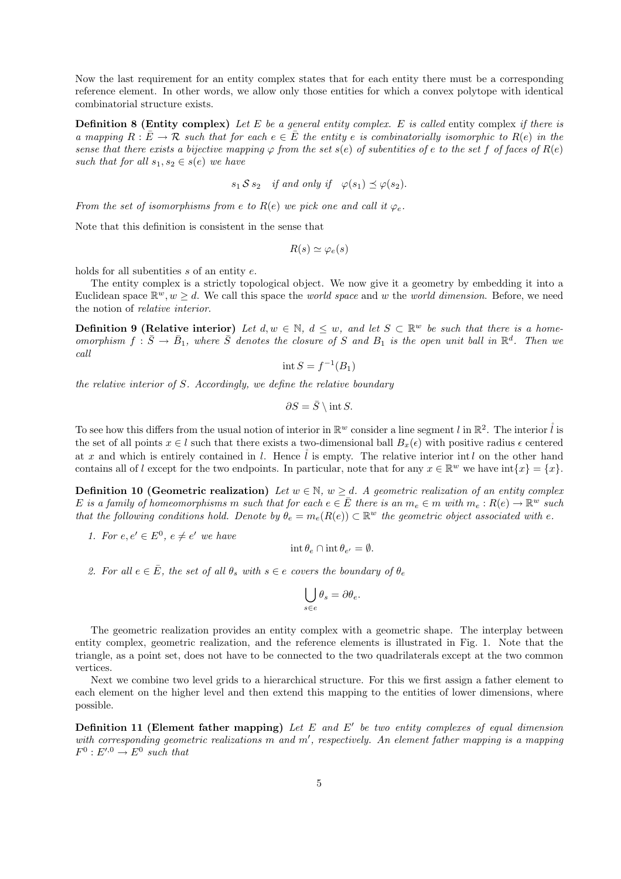Now the last requirement for an entity complex states that for each entity there must be a corresponding reference element. In other words, we allow only those entities for which a convex polytope with identical combinatorial structure exists.

**Definition 8 (Entity complex)** *Let $E$ be a general entity complex. $E$ is called* entity complex *if there is a mapping $R : \bar{E} \to \mathcal{R}$ such that for each $e \in \bar{E}$ the entity $e$ is combinatorially isomorphic to $R(e)$ in the sense that there exists a bijective mapping $\varphi$ from the set $s(e)$ of subentities of $e$ to the set $f$ of faces of $R(e)$ such that for all $s_1, s_2 \in s(e)$ we have*

$$s_1 \,\mathcal{S}\, s_2 \quad \textit{if and only if} \quad \varphi(s_1) \preceq \varphi(s_2).$$

*From the set of isomorphisms from $e$ to $R(e)$ we pick one and call it $\varphi_e$.*

Note that this definition is consistent in the sense that

$$R(s) \simeq \varphi_e(s)$$

holds for all subentities $s$ of an entity $e$.

The entity complex is a strictly topological object. We now give it a geometry by embedding it into a Euclidean space $\mathbb{R}^w, w \geq d$. We call this space the *world space* and $w$ the *world dimension*. Before, we need the notion of *relative interior*.

**Definition 9 (Relative interior)** *Let $d, w \in \mathbb{N}$, $d \leq w$, and let $S \subset \mathbb{R}^w$ be such that there is a homeomorphism $f : \bar{S} \to \bar{B}_1$, where $\bar{S}$ denotes the closure of $S$ and $B_1$ is the open unit ball in $\mathbb{R}^d$. Then we call*

$$\operatorname{int} S = f^{-1}(B_1)$$

*the relative interior of $S$. Accordingly, we define the relative boundary*

$$\partial S = \bar{S} \setminus \operatorname{int} S.$$

To see how this differs from the usual notion of interior in $\mathbb{R}^w$ consider a line segment $l$ in $\mathbb{R}^2$. The interior $\mathring{l}$ is the set of all points $x \in l$ such that there exists a two-dimensional ball $B_x(\epsilon)$ with positive radius $\epsilon$ centered at $x$ and which is entirely contained in $l$. Hence $\mathring{l}$ is empty. The relative interior $\operatorname{int} l$ on the other hand contains all of $l$ except for the two endpoints. In particular, note that for any $x \in \mathbb{R}^w$ we have $\operatorname{int}\{x\} = \{x\}$.

**Definition 10 (Geometric realization)** *Let $w \in \mathbb{N}$, $w \geq d$. A geometric realization of an entity complex $E$ is a family of homeomorphisms $m$ such that for each $e \in \bar{E}$ there is an $m_e \in m$ with $m_e : R(e) \to \mathbb{R}^w$ such that the following conditions hold. Denote by $\theta_e = m_e(R(e)) \subset \mathbb{R}^w$ the geometric object associated with $e$.*

1. *For $e, e' \in E^0$, $e \neq e'$ we have*

$$\operatorname{int} \theta_e \cap \operatorname{int} \theta_{e'} = \emptyset.$$

2. *For all $e \in \bar{E}$, the set of all $\theta_s$ with $s \in e$ covers the boundary of $\theta_e$*

$$\bigcup_{s \in e} \theta_s = \partial \theta_e.$$

The geometric realization provides an entity complex with a geometric shape. The interplay between entity complex, geometric realization, and the reference elements is illustrated in Fig. 1. Note that the triangle, as a point set, does not have to be connected to the two quadrilaterals except at the two common vertices.

Next we combine two level grids to a hierarchical structure. For this we first assign a father element to each element on the higher level and then extend this mapping to the entities of lower dimensions, where possible.

**Definition 11 (Element father mapping)** *Let $E$ and $E'$ be two entity complexes of equal dimension with corresponding geometric realizations $m$ and $m'$, respectively. An element father mapping is a mapping $F^0 : E'^{,0} \to E^0$ such that*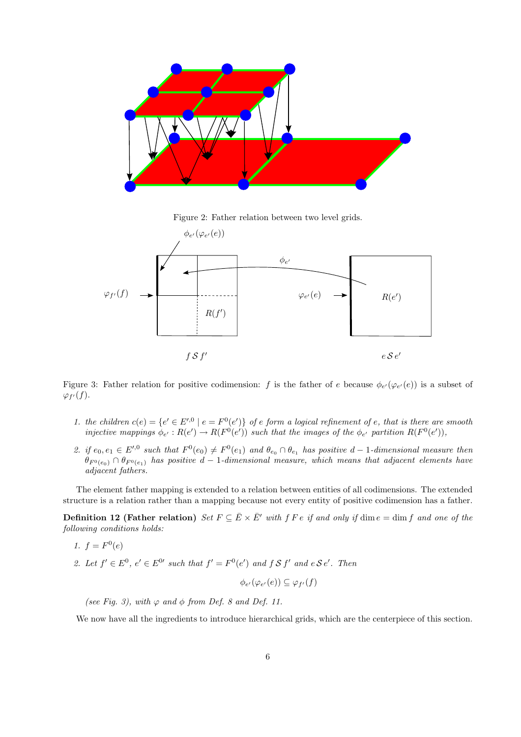Figure 2: Father relation between two level grids.

Figure 3: Father relation for positive codimension: $f$ is the father of $e$ because $\phi_{e'}(\varphi_{e'}(e))$ is a subset of $\varphi_{f'}(f)$.

1. *the children $c(e) = \{e' \in E'^{,0} \mid e = F^0(e')\}$ of $e$ form a logical refinement of $e$, that is there are smooth injective mappings $\phi_{e'} : R(e') \to R(F^0(e'))$ such that the images of the $\phi_{e'}$ partition $R(F^0(e'))$,*

2. *if $e_0, e_1 \in E'^{,0}$ such that $F^0(e_0) \neq F^0(e_1)$ and $\theta_{e_0} \cap \theta_{e_1}$ has positive $d-1$-dimensional measure then $\theta_{F^0(e_0)} \cap \theta_{F^0(e_1)}$ has positive $d-1$-dimensional measure, which means that adjacent elements have adjacent fathers.*

The element father mapping is extended to a relation between entities of all codimensions. The extended structure is a relation rather than a mapping because not every entity of positive codimension has a father.

**Definition 12 (Father relation)** *Set $F \subseteq \bar{E} \times \bar{E}'$ with $f\,F\,e$ if and only if $\dim e = \dim f$ and one of the following conditions holds:*

1. *$f = F^0(e)$*

2. *Let $f' \in E^0$, $e' \in E^{0\prime}$ such that $f' = F^0(e')$ and $f\,\mathcal{S}\,f'$ and $e\,\mathcal{S}\,e'$. Then*

$$\phi_{e'}(\varphi_{e'}(e)) \subseteq \varphi_{f'}(f)$$

   *(see Fig. 3), with $\varphi$ and $\phi$ from Def. 8 and Def. 11.*

We now have all the ingredients to introduce hierarchical grids, which are the centerpiece of this section.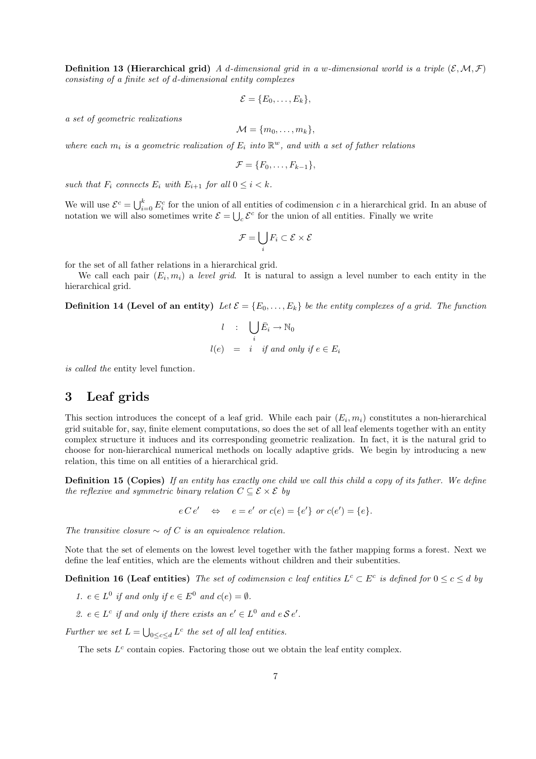**Definition 13 (Hierarchical grid)** *A $d$-dimensional grid in a $w$-dimensional world is a triple $(\mathcal{E}, \mathcal{M}, \mathcal{F})$ consisting of a finite set of $d$-dimensional entity complexes*

$$\mathcal{E} = \{E_0, \dots, E_k\},$$

*a set of geometric realizations*

$$\mathcal{M} = \{m_0, \dots, m_k\},$$

*where each $m_i$ is a geometric realization of $E_i$ into $\mathbb{R}^w$, and with a set of father relations*

$$\mathcal{F} = \{F_0, \dots, F_{k-1}\},$$

*such that $F_i$ connects $E_i$ with $E_{i+1}$ for all $0 \le i < k$.*

We will use $\mathcal{E}^c = \bigcup_{i=0}^k E_i^c$ for the union of all entities of codimension $c$ in a hierarchical grid. In an abuse of notation we will also sometimes write $\mathcal{E} = \bigcup_c \mathcal{E}^c$ for the union of all entities. Finally we write

$$\mathcal{F} = \bigcup_i F_i \subset \mathcal{E} \times \mathcal{E}$$

for the set of all father relations in a hierarchical grid.

We call each pair $(E_i, m_i)$ a *level grid*. It is natural to assign a level number to each entity in the hierarchical grid.

**Definition 14 (Level of an entity)** *Let $\mathcal{E} = \{E_0, \dots, E_k\}$ be the entity complexes of a grid. The function*

$$\begin{aligned} l &: \bigcup_i \bar{E}_i \to \mathbb{N}_0 \\ l(e) &= i \quad \textit{if and only if } e \in E_i \end{aligned}$$

*is called the* entity level function*.*

# 3 Leaf grids

This section introduces the concept of a leaf grid. While each pair $(E_i, m_i)$ constitutes a non-hierarchical grid suitable for, say, finite element computations, so does the set of all leaf elements together with an entity complex structure it induces and its corresponding geometric realization. In fact, it is the natural grid to choose for non-hierarchical numerical methods on locally adaptive grids. We begin by introducing a new relation, this time on all entities of a hierarchical grid.

**Definition 15 (Copies)** *If an entity has exactly one child we call this child a copy of its father. We define the reflexive and symmetric binary relation $C \subseteq \mathcal{E} \times \mathcal{E}$ by*

$$e \, C \, e' \quad \Leftrightarrow \quad e = e' \text{ or } c(e) = \{e'\} \text{ or } c(e') = \{e\}.$$

*The transitive closure $\sim$ of $C$ is an equivalence relation.*

Note that the set of elements on the lowest level together with the father mapping forms a forest. Next we define the leaf entities, which are the elements without children and their subentities.

**Definition 16 (Leaf entities)** *The set of codimension $c$ leaf entities $L^c \subset E^c$ is defined for $0 \le c \le d$ by*

1. *$e \in L^0$ if and only if $e \in E^0$ and $c(e) = \emptyset$.*
2. *$e \in L^c$ if and only if there exists an $e' \in L^0$ and $e \, \mathcal{S} \, e'$.*

*Further we set $L = \bigcup_{0 \le c \le d} L^c$ the set of all leaf entities.*

The sets $L^c$ contain copies. Factoring those out we obtain the leaf entity complex.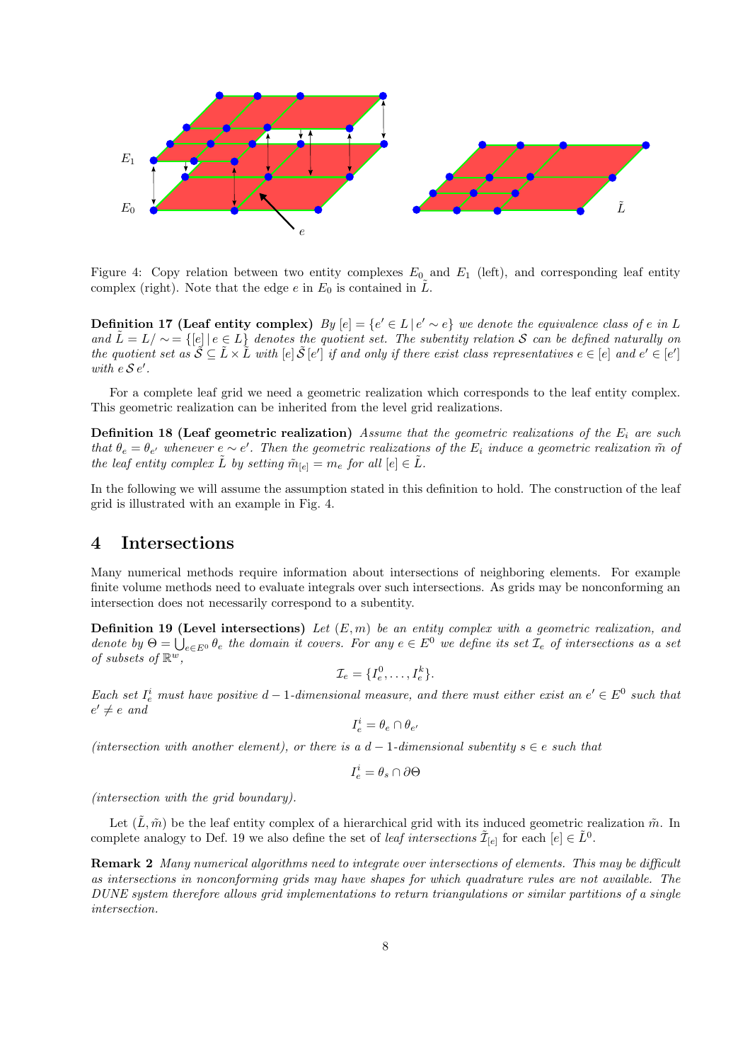Figure 4: Copy relation between two entity complexes $E_0$ and $E_1$ (left), and corresponding leaf entity complex (right). Note that the edge $e$ in $E_0$ is contained in $\tilde{L}$.

**Definition 17 (Leaf entity complex)** *By $[e] = \{e' \in L \,|\, e' \sim e\}$ we denote the equivalence class of $e$ in $L$ and $\tilde{L} = L/\sim = \{[e] \,|\, e \in L\}$ denotes the quotient set. The subentity relation $\mathcal{S}$ can be defined naturally on the quotient set as $\tilde{\mathcal{S}} \subseteq \tilde{L} \times \tilde{L}$ with $[e] \, \tilde{\mathcal{S}} \, [e']$ if and only if there exist class representatives $e \in [e]$ and $e' \in [e']$ with $e \, \mathcal{S} \, e'$.*

For a complete leaf grid we need a geometric realization which corresponds to the leaf entity complex. This geometric realization can be inherited from the level grid realizations.

**Definition 18 (Leaf geometric realization)** *Assume that the geometric realizations of the $E_i$ are such that $\theta_e = \theta_{e'}$ whenever $e \sim e'$. Then the geometric realizations of the $E_i$ induce a geometric realization $\tilde{m}$ of the leaf entity complex $\tilde{L}$ by setting $\tilde{m}_{[e]} = m_e$ for all $[e] \in \tilde{L}$.*

In the following we will assume the assumption stated in this definition to hold. The construction of the leaf grid is illustrated with an example in Fig. 4.

# 4 Intersections

Many numerical methods require information about intersections of neighboring elements. For example finite volume methods need to evaluate integrals over such intersections. As grids may be nonconforming an intersection does not necessarily correspond to a subentity.

**Definition 19 (Level intersections)** *Let $(E, m)$ be an entity complex with a geometric realization, and denote by $\Theta = \bigcup_{e \in E^0} \theta_e$ the domain it covers. For any $e \in E^0$ we define its set $\mathcal{I}_e$ of intersections as a set of subsets of $\mathbb{R}^w$,*

$$\mathcal{I}_e = \{I_e^0, \ldots, I_e^k\}.$$

*Each set $I_e^i$ must have positive $d-1$-dimensional measure, and there must either exist an $e' \in E^0$ such that $e' \neq e$ and*

$$I_e^i = \theta_e \cap \theta_{e'}$$

*(intersection with another element), or there is a $d-1$-dimensional subentity $s \in e$ such that*

$$I_e^i = \theta_s \cap \partial\Theta$$

*(intersection with the grid boundary).*

Let $(\tilde{L}, \tilde{m})$ be the leaf entity complex of a hierarchical grid with its induced geometric realization $\tilde{m}$. In complete analogy to Def. 19 we also define the set of *leaf intersections* $\tilde{\mathcal{I}}_{[e]}$ for each $[e] \in \tilde{L}^0$.

**Remark 2** *Many numerical algorithms need to integrate over intersections of elements. This may be difficult as intersections in nonconforming grids may have shapes for which quadrature rules are not available. The DUNE system therefore allows grid implementations to return triangulations or similar partitions of a single intersection.*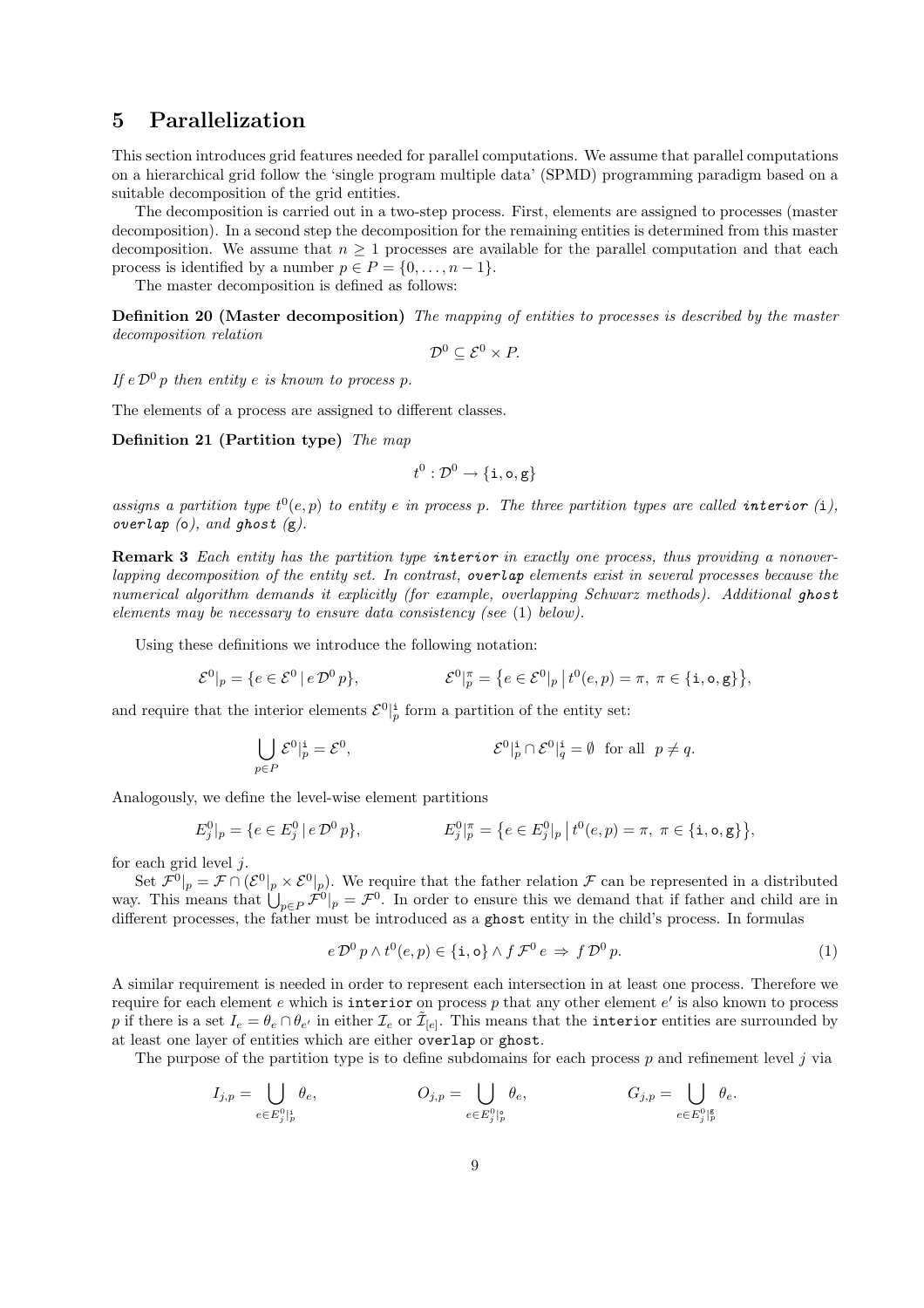## 5 Parallelization

This section introduces grid features needed for parallel computations. We assume that parallel computations on a hierarchical grid follow the 'single program multiple data' (SPMD) programming paradigm based on a suitable decomposition of the grid entities.

The decomposition is carried out in a two-step process. First, elements are assigned to processes (master decomposition). In a second step the decomposition for the remaining entities is determined from this master decomposition. We assume that $n \geq 1$ processes are available for the parallel computation and that each process is identified by a number $p \in P = \{0, \ldots, n-1\}$.

The master decomposition is defined as follows:

**Definition 20 (Master decomposition)** *The mapping of entities to processes is described by the master decomposition relation*

$$\mathcal{D}^0 \subseteq \mathcal{E}^0 \times P.$$

*If $e\, \mathcal{D}^0\, p$ then entity $e$ is known to process $p$.*

The elements of a process are assigned to different classes.

**Definition 21 (Partition type)** *The map*

$$t^0 : \mathcal{D}^0 \to \{\mathtt{i}, \mathtt{o}, \mathtt{g}\}$$

*assigns a partition type $t^0(e,p)$ to entity $e$ in process $p$. The three partition types are called **`interior`** (`i`), **`overlap`** (`o`), and **`ghost`** (`g`).*

**Remark 3** *Each entity has the partition type **`interior`** in exactly one process, thus providing a nonoverlapping decomposition of the entity set. In contrast, **`overlap`** elements exist in several processes because the numerical algorithm demands it explicitly (for example, overlapping Schwarz methods). Additional **`ghost`** elements may be necessary to ensure data consistency (see* (1) *below).*

Using these definitions we introduce the following notation:

$$\mathcal{E}^0|_p = \{e \in \mathcal{E}^0 \,|\, e\, \mathcal{D}^0\, p\}, \qquad \mathcal{E}^0|_p^\pi = \big\{e \in \mathcal{E}^0|_p \,\big|\, t^0(e,p) = \pi,\ \pi \in \{\mathtt{i}, \mathtt{o}, \mathtt{g}\}\big\},$$

and require that the interior elements $\mathcal{E}^0|_p^{\mathtt{i}}$ form a partition of the entity set:

$$\bigcup_{p \in P} \mathcal{E}^0|_p^{\mathtt{i}} = \mathcal{E}^0, \qquad \mathcal{E}^0|_p^{\mathtt{i}} \cap \mathcal{E}^0|_q^{\mathtt{i}} = \emptyset \ \text{ for all } \ p \neq q.$$

Analogously, we define the level-wise element partitions

$$E_j^0|_p = \{e \in E_j^0 \,|\, e\, \mathcal{D}^0\, p\}, \qquad E_j^0|_p^\pi = \big\{e \in E_j^0|_p \,\big|\, t^0(e,p) = \pi,\ \pi \in \{\mathtt{i}, \mathtt{o}, \mathtt{g}\}\big\},$$

for each grid level $j$.

Set $\mathcal{F}^0|_p = \mathcal{F} \cap (\mathcal{E}^0|_p \times \mathcal{E}^0|_p)$. We require that the father relation $\mathcal{F}$ can be represented in a distributed way. This means that $\bigcup_{p \in P} \mathcal{F}^0|_p = \mathcal{F}^0$. In order to ensure this we demand that if father and child are in different processes, the father must be introduced as a `ghost` entity in the child's process. In formulas

$$e\, \mathcal{D}^0\, p \wedge t^0(e,p) \in \{\mathtt{i}, \mathtt{o}\} \wedge f\, \mathcal{F}^0\, e \ \Rightarrow\ f\, \mathcal{D}^0\, p. \tag{1}$$

A similar requirement is needed in order to represent each intersection in at least one process. Therefore we require for each element $e$ which is `interior` on process $p$ that any other element $e'$ is also known to process $p$ if there is a set $I_e = \theta_e \cap \theta_{e'}$ in either $\mathcal{I}_e$ or $\tilde{\mathcal{I}}_{[e]}$. This means that the `interior` entities are surrounded by at least one layer of entities which are either `overlap` or `ghost`.

The purpose of the partition type is to define subdomains for each process $p$ and refinement level $j$ via

$$I_{j,p} = \bigcup_{e \in E_j^0|_p^{\mathtt{i}}} \theta_e, \qquad O_{j,p} = \bigcup_{e \in E_j^0|_p^{\mathtt{o}}} \theta_e, \qquad G_{j,p} = \bigcup_{e \in E_j^0|_p^{\mathtt{g}}} \theta_e.$$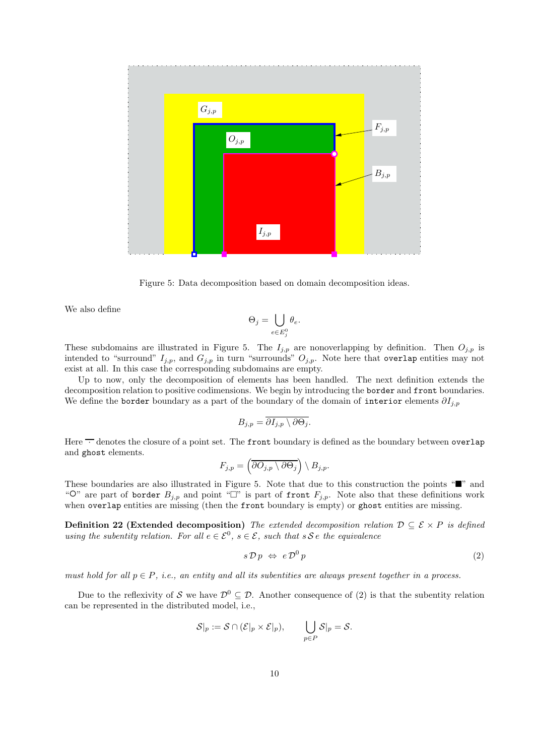Figure 5: Data decomposition based on domain decomposition ideas.

We also define

$$\Theta_j = \bigcup_{e \in E_j^0} \theta_e.$$

These subdomains are illustrated in Figure 5. The $I_{j,p}$ are nonoverlapping by definition. Then $O_{j,p}$ is intended to "surround" $I_{j,p}$, and $G_{j,p}$ in turn "surrounds" $O_{j,p}$. Note here that `overlap` entities may not exist at all. In this case the corresponding subdomains are empty.

Up to now, only the decomposition of elements has been handled. The next definition extends the decomposition relation to positive codimensions. We begin by introducing the `border` and `front` boundaries. We define the `border` boundary as a part of the boundary of the domain of `interior` elements $\partial I_{j,p}$

$$B_{j,p} = \overline{\partial I_{j,p} \setminus \partial \Theta_j}.$$

Here $\overline{\cdot}$ denotes the closure of a point set. The `front` boundary is defined as the boundary between `overlap` and `ghost` elements.

$$F_{j,p} = \left(\overline{\partial O_{j,p} \setminus \partial \Theta_j}\right) \setminus B_{j,p}.$$

These boundaries are also illustrated in Figure 5. Note that due to this construction the points "■" and "○" are part of `border` $B_{j,p}$ and point "□" is part of `front` $F_{j,p}$. Note also that these definitions work when `overlap` entities are missing (then the `front` boundary is empty) or `ghost` entities are missing.

**Definition 22 (Extended decomposition)** *The extended decomposition relation $\mathcal{D} \subseteq \mathcal{E} \times P$ is defined using the subentity relation. For all $e \in \mathcal{E}^0$, $s \in \mathcal{E}$, such that $s\,\mathcal{S}\,e$ the equivalence*

$$s\,\mathcal{D}\,p \;\Leftrightarrow\; e\,\mathcal{D}^0\,p \tag{2}$$

*must hold for all $p \in P$, i.e., an entity and all its subentities are always present together in a process.*

Due to the reflexivity of $\mathcal{S}$ we have $\mathcal{D}^0 \subseteq \mathcal{D}$. Another consequence of (2) is that the subentity relation can be represented in the distributed model, i.e.,

$$\mathcal{S}|_p := \mathcal{S} \cap (\mathcal{E}|_p \times \mathcal{E}|_p), \qquad \bigcup_{p \in P} \mathcal{S}|_p = \mathcal{S}.$$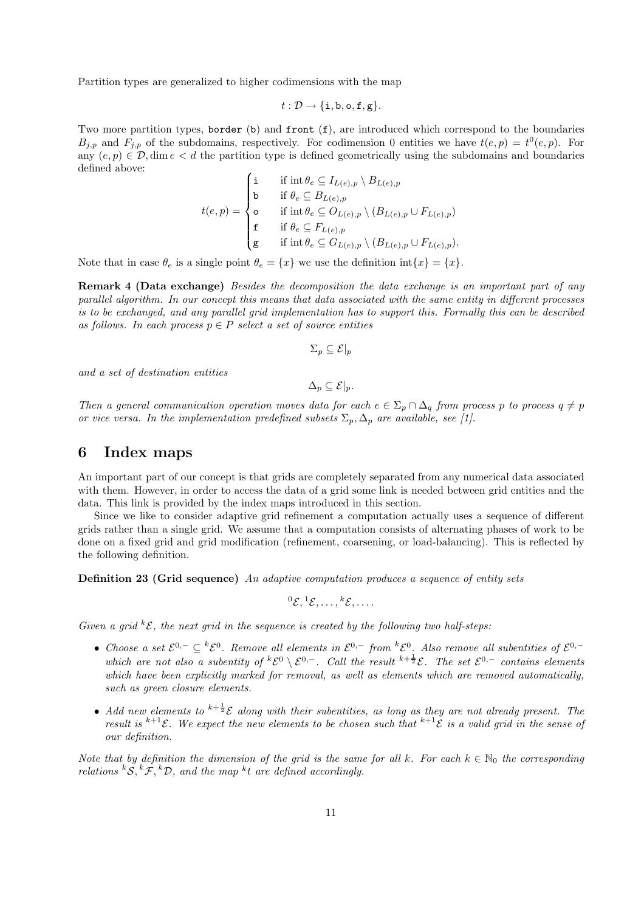Partition types are generalized to higher codimensions with the map

$$t : \mathcal{D} \to \{\mathtt{i}, \mathtt{b}, \mathtt{o}, \mathtt{f}, \mathtt{g}\}.$$

Two more partition types, `border` (b) and `front` (f), are introduced which correspond to the boundaries $B_{j,p}$ and $F_{j,p}$ of the subdomains, respectively. For codimension 0 entities we have $t(e,p) = t^0(e,p)$. For any $(e,p) \in \mathcal{D}, \dim e < d$ the partition type is defined geometrically using the subdomains and boundaries defined above:

$$t(e,p) = \begin{cases} \mathtt{i} & \text{if } \operatorname{int} \theta_e \subseteq I_{L(e),p} \setminus B_{L(e),p} \\ \mathtt{b} & \text{if } \theta_e \subseteq B_{L(e),p} \\ \mathtt{o} & \text{if } \operatorname{int} \theta_e \subseteq O_{L(e),p} \setminus (B_{L(e),p} \cup F_{L(e),p}) \\ \mathtt{f} & \text{if } \theta_e \subseteq F_{L(e),p} \\ \mathtt{g} & \text{if } \operatorname{int} \theta_e \subseteq G_{L(e),p} \setminus (B_{L(e),p} \cup F_{L(e),p}). \end{cases}$$

Note that in case $\theta_e$ is a single point $\theta_e = \{x\}$ we use the definition $\operatorname{int}\{x\} = \{x\}$.

**Remark 4 (Data exchange)** *Besides the decomposition the data exchange is an important part of any parallel algorithm. In our concept this means that data associated with the same entity in different processes is to be exchanged, and any parallel grid implementation has to support this. Formally this can be described as follows. In each process $p \in P$ select a set of source entities*

$$\Sigma_p \subseteq \mathcal{E}|_p$$

*and a set of destination entities*

$$\Delta_p \subseteq \mathcal{E}|_p.$$

*Then a general communication operation moves data for each $e \in \Sigma_p \cap \Delta_q$ from process $p$ to process $q \neq p$ or vice versa. In the implementation predefined subsets $\Sigma_p, \Delta_p$ are available, see [1].*

## 6 Index maps

An important part of our concept is that grids are completely separated from any numerical data associated with them. However, in order to access the data of a grid some link is needed between grid entities and the data. This link is provided by the index maps introduced in this section.

Since we like to consider adaptive grid refinement a computation actually uses a sequence of different grids rather than a single grid. We assume that a computation consists of alternating phases of work to be done on a fixed grid and grid modification (refinement, coarsening, or load-balancing). This is reflected by the following definition.

**Definition 23 (Grid sequence)** *An adaptive computation produces a sequence of entity sets*

$${}^0\mathcal{E}, {}^1\mathcal{E}, \ldots, {}^k\mathcal{E}, \ldots.$$

*Given a grid ${}^k\mathcal{E}$, the next grid in the sequence is created by the following two half-steps:*

- *Choose a set $\mathcal{E}^{0,-} \subseteq {}^k\mathcal{E}^0$. Remove all elements in $\mathcal{E}^{0,-}$ from ${}^k\mathcal{E}^0$. Also remove all subentities of $\mathcal{E}^{0,-}$ which are not also a subentity of ${}^k\mathcal{E}^0 \setminus \mathcal{E}^{0,-}$. Call the result ${}^{k+\frac{1}{2}}\mathcal{E}$. The set $\mathcal{E}^{0,-}$ contains elements which have been explicitly marked for removal, as well as elements which are removed automatically, such as green closure elements.*
- *Add new elements to ${}^{k+\frac{1}{2}}\mathcal{E}$ along with their subentities, as long as they are not already present. The result is ${}^{k+1}\mathcal{E}$. We expect the new elements to be chosen such that ${}^{k+1}\mathcal{E}$ is a valid grid in the sense of our definition.*

*Note that by definition the dimension of the grid is the same for all $k$. For each $k \in \mathbb{N}_0$ the corresponding relations ${}^k\mathcal{S}, {}^k\mathcal{F}, {}^k\mathcal{D}$, and the map ${}^kt$ are defined accordingly.*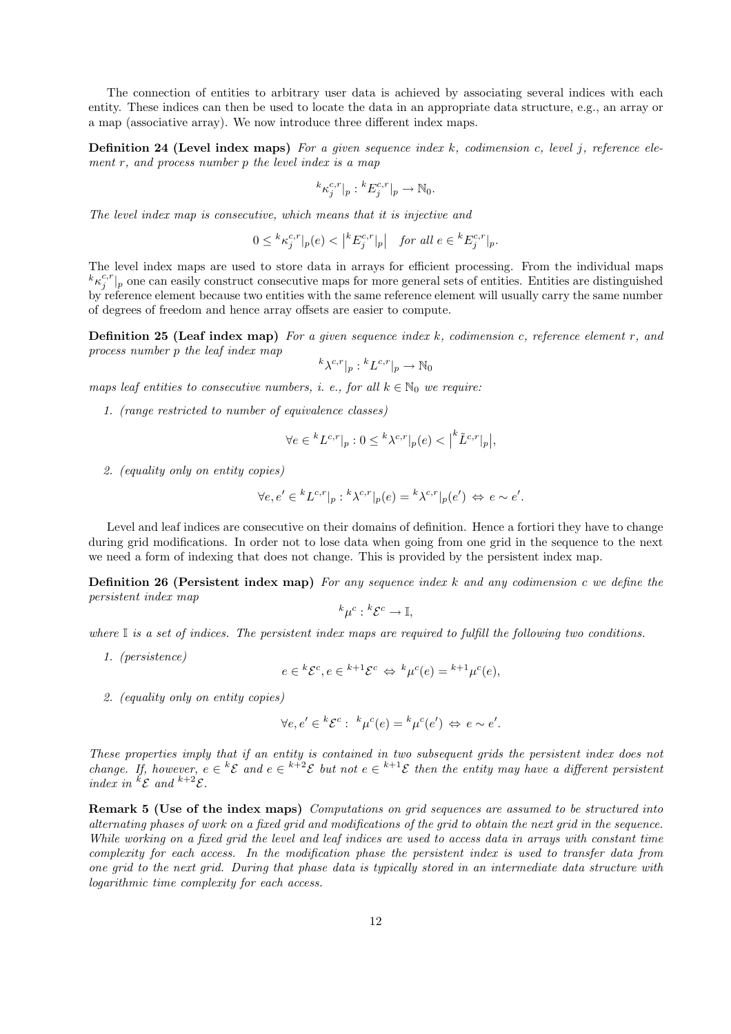The connection of entities to arbitrary user data is achieved by associating several indices with each entity. These indices can then be used to locate the data in an appropriate data structure, e.g., an array or a map (associative array). We now introduce three different index maps.

**Definition 24 (Level index maps)** *For a given sequence index $k$, codimension $c$, level $j$, reference element $r$, and process number $p$ the level index is a map*

$$^k\kappa_j^{c,r}|_p : {}^kE_j^{c,r}|_p \to \mathbb{N}_0.$$

*The level index map is consecutive, which means that it is injective and*

$$0 \le {}^k\kappa_j^{c,r}|_p(e) < \left|{}^kE_j^{c,r}|_p\right| \quad \text{for all } e \in {}^kE_j^{c,r}|_p.$$

The level index maps are used to store data in arrays for efficient processing. From the individual maps ${}^k\kappa_j^{c,r}|_p$ one can easily construct consecutive maps for more general sets of entities. Entities are distinguished by reference element because two entities with the same reference element will usually carry the same number of degrees of freedom and hence array offsets are easier to compute.

**Definition 25 (Leaf index map)** *For a given sequence index $k$, codimension $c$, reference element $r$, and process number $p$ the leaf index map*

$$^k\lambda^{c,r}|_p : {}^kL^{c,r}|_p \to \mathbb{N}_0$$

*maps leaf entities to consecutive numbers, i. e., for all $k \in \mathbb{N}_0$ we require:*

1. *(range restricted to number of equivalence classes)*

$$\forall e \in {}^kL^{c,r}|_p : 0 \le {}^k\lambda^{c,r}|_p(e) < \left|{}^k\tilde{L}^{c,r}|_p\right|,$$

2. *(equality only on entity copies)*

$$\forall e, e' \in {}^kL^{c,r}|_p : {}^k\lambda^{c,r}|_p(e) = {}^k\lambda^{c,r}|_p(e') \Leftrightarrow e \sim e'.$$

Level and leaf indices are consecutive on their domains of definition. Hence a fortiori they have to change during grid modifications. In order not to lose data when going from one grid in the sequence to the next we need a form of indexing that does not change. This is provided by the persistent index map.

**Definition 26 (Persistent index map)** *For any sequence index $k$ and any codimension $c$ we define the persistent index map*

$$^k\mu^c : {}^k\mathcal{E}^c \to \mathbb{I},$$

*where $\mathbb{I}$ is a set of indices. The persistent index maps are required to fulfill the following two conditions.*

1. *(persistence)*

$$e \in {}^k\mathcal{E}^c, e \in {}^{k+1}\mathcal{E}^c \Leftrightarrow {}^k\mu^c(e) = {}^{k+1}\mu^c(e),$$

2. *(equality only on entity copies)*

$$\forall e, e' \in {}^k\mathcal{E}^c : \; {}^k\mu^c(e) = {}^k\mu^c(e') \Leftrightarrow e \sim e'.$$

*These properties imply that if an entity is contained in two subsequent grids the persistent index does not change. If, however, $e \in {}^k\mathcal{E}$ and $e \in {}^{k+2}\mathcal{E}$ but not $e \in {}^{k+1}\mathcal{E}$ then the entity may have a different persistent index in ${}^k\mathcal{E}$ and ${}^{k+2}\mathcal{E}$.*

**Remark 5 (Use of the index maps)** *Computations on grid sequences are assumed to be structured into alternating phases of work on a fixed grid and modifications of the grid to obtain the next grid in the sequence. While working on a fixed grid the level and leaf indices are used to access data in arrays with constant time complexity for each access. In the modification phase the persistent index is used to transfer data from one grid to the next grid. During that phase data is typically stored in an intermediate data structure with logarithmic time complexity for each access.*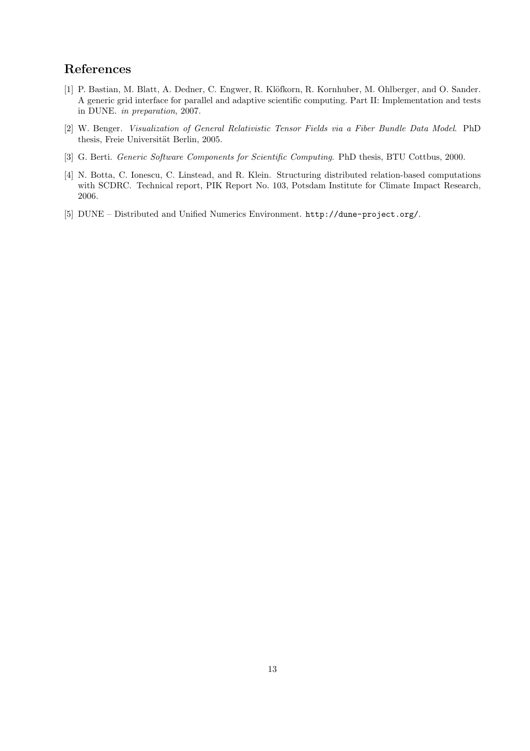## References

[1] P. Bastian, M. Blatt, A. Dedner, C. Engwer, R. Klöfkorn, R. Kornhuber, M. Ohlberger, and O. Sander. A generic grid interface for parallel and adaptive scientific computing. Part II: Implementation and tests in DUNE. *in preparation*, 2007.

[2] W. Benger. *Visualization of General Relativistic Tensor Fields via a Fiber Bundle Data Model*. PhD thesis, Freie Universität Berlin, 2005.

[3] G. Berti. *Generic Software Components for Scientific Computing*. PhD thesis, BTU Cottbus, 2000.

[4] N. Botta, C. Ionescu, C. Linstead, and R. Klein. Structuring distributed relation-based computations with SCDRC. Technical report, PIK Report No. 103, Potsdam Institute for Climate Impact Research, 2006.

[5] DUNE – Distributed and Unified Numerics Environment. `http://dune-project.org/`.